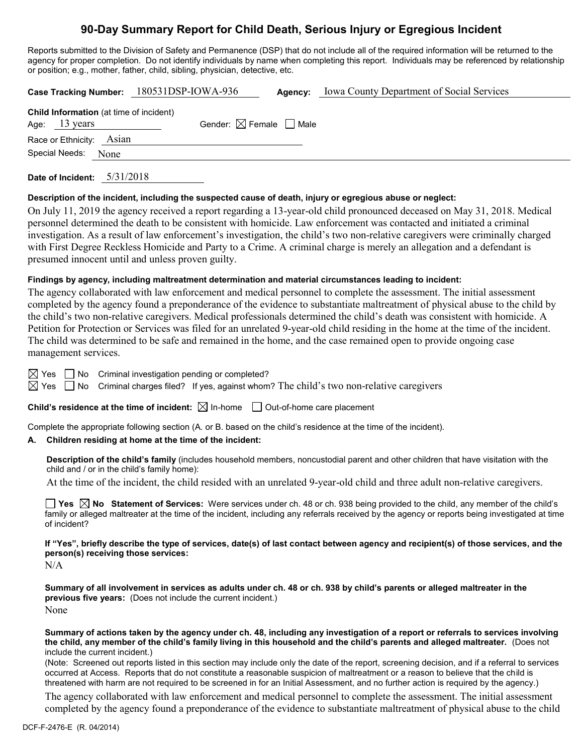# 90-Day Summary Report for Child Death, Serious Injury or Egregious Incident

Reports submitted to the Division of Safety and Permanence (DSP) that do not include all of the required information will be returned to the agency for proper completion. Do not identify individuals by name when completing this report. Individuals may be referenced by relationship or position; e.g., mother, father, child, sibling, physician, detective, etc.

**Case Tracking Number:** 180531DSP-IOWA-936 **Agency:** Iowa County Department of Social Services

**Child Information** (at time of incident)

Age: 13 years Gender: ☒ Female ☐ Male

Race or Ethnicity: Asian

Special Needs: None

**Date of Incident:** 5/31/2018

**Description of the incident, including the suspected cause of death, injury or egregious abuse or neglect:**

On July 11, 2019 the agency received a report regarding a 13-year-old child pronounced deceased on May 31, 2018. Medical personnel determined the death to be consistent with homicide. Law enforcement was contacted and initiated a criminal investigation. As a result of law enforcement's investigation, the child's two non-relative caregivers were criminally charged with First Degree Reckless Homicide and Party to a Crime. A criminal charge is merely an allegation and a defendant is presumed innocent until and unless proven guilty.

**Findings by agency, including maltreatment determination and material circumstances leading to incident:**

The agency collaborated with law enforcement and medical personnel to complete the assessment. The initial assessment completed by the agency found a preponderance of the evidence to substantiate maltreatment of physical abuse to the child by the child's two non-relative caregivers. Medical professionals determined the child's death was consistent with homicide. A Petition for Protection or Services was filed for an unrelated 9-year-old child residing in the home at the time of the incident. The child was determined to be safe and remained in the home, and the case remained open to provide ongoing case management services.

☒ Yes ☐ No Criminal investigation pending or completed?

☒ Yes ☐ No Criminal charges filed? If yes, against whom? The child's two non-relative caregivers

**Child's residence at the time of incident:** ☒ In-home ☐ Out-of-home care placement

Complete the appropriate following section (A. or B. based on the child's residence at the time of the incident).

**A. Children residing at home at the time of the incident:**

**Description of the child's family** (includes household members, noncustodial parent and other children that have visitation with the child and / or in the child's family home):

At the time of the incident, the child resided with an unrelated 9-year-old child and three adult non-relative caregivers.

☐ **Yes** ☒ **No Statement of Services:** Were services under ch. 48 or ch. 938 being provided to the child, any member of the child's family or alleged maltreater at the time of the incident, including any referrals received by the agency or reports being investigated at time of incident?

**If "Yes", briefly describe the type of services, date(s) of last contact between agency and recipient(s) of those services, and the person(s) receiving those services:**

N/A

**Summary of all involvement in services as adults under ch. 48 or ch. 938 by child's parents or alleged maltreater in the previous five years:** (Does not include the current incident.)

None

**Summary of actions taken by the agency under ch. 48, including any investigation of a report or referrals to services involving the child, any member of the child's family living in this household and the child's parents and alleged maltreater.** (Does not include the current incident.)

(Note: Screened out reports listed in this section may include only the date of the report, screening decision, and if a referral to services occurred at Access. Reports that do not constitute a reasonable suspicion of maltreatment or a reason to believe that the child is threatened with harm are not required to be screened in for an Initial Assessment, and no further action is required by the agency.)

The agency collaborated with law enforcement and medical personnel to complete the assessment. The initial assessment completed by the agency found a preponderance of the evidence to substantiate maltreatment of physical abuse to the child

DCF-F-2476-E (R. 04/2014)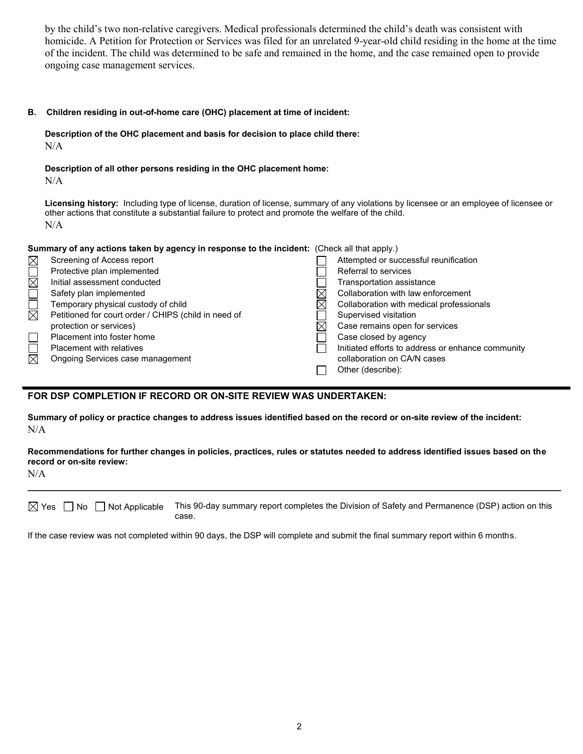by the child's two non-relative caregivers. Medical professionals determined the child's death was consistent with homicide. A Petition for Protection or Services was filed for an unrelated 9-year-old child residing in the home at the time of the incident. The child was determined to be safe and remained in the home, and the case remained open to provide ongoing case management services.

**B. Children residing in out-of-home care (OHC) placement at time of incident:**

**Description of the OHC placement and basis for decision to place child there:**
N/A

**Description of all other persons residing in the OHC placement home:**
N/A

**Licensing history:** Including type of license, duration of license, summary of any violations by licensee or an employee of licensee or other actions that constitute a substantial failure to protect and promote the welfare of the child.
N/A

**Summary of any actions taken by agency in response to the incident:** (Check all that apply.)

- ☒ Screening of Access report
- ☐ Protective plan implemented
- ☒ Initial assessment conducted
- ☐ Safety plan implemented
- ☐ Temporary physical custody of child
- ☒ Petitioned for court order / CHIPS (child in need of protection or services)
- ☐ Placement into foster home
- ☐ Placement with relatives
- ☒ Ongoing Services case management
- ☐ Attempted or successful reunification
- ☐ Referral to services
- ☐ Transportation assistance
- ☒ Collaboration with law enforcement
- ☒ Collaboration with medical professionals
- ☐ Supervised visitation
- ☒ Case remains open for services
- ☐ Case closed by agency
- ☐ Initiated efforts to address or enhance community collaboration on CA/N cases
- ☐ Other (describe):

## FOR DSP COMPLETION IF RECORD OR ON-SITE REVIEW WAS UNDERTAKEN:

**Summary of policy or practice changes to address issues identified based on the record or on-site review of the incident:**
N/A

**Recommendations for further changes in policies, practices, rules or statutes needed to address identified issues based on the record or on-site review:**
N/A

---

☒ Yes ☐ No ☐ Not Applicable This 90-day summary report completes the Division of Safety and Permanence (DSP) action on this case.

If the case review was not completed within 90 days, the DSP will complete and submit the final summary report within 6 months.